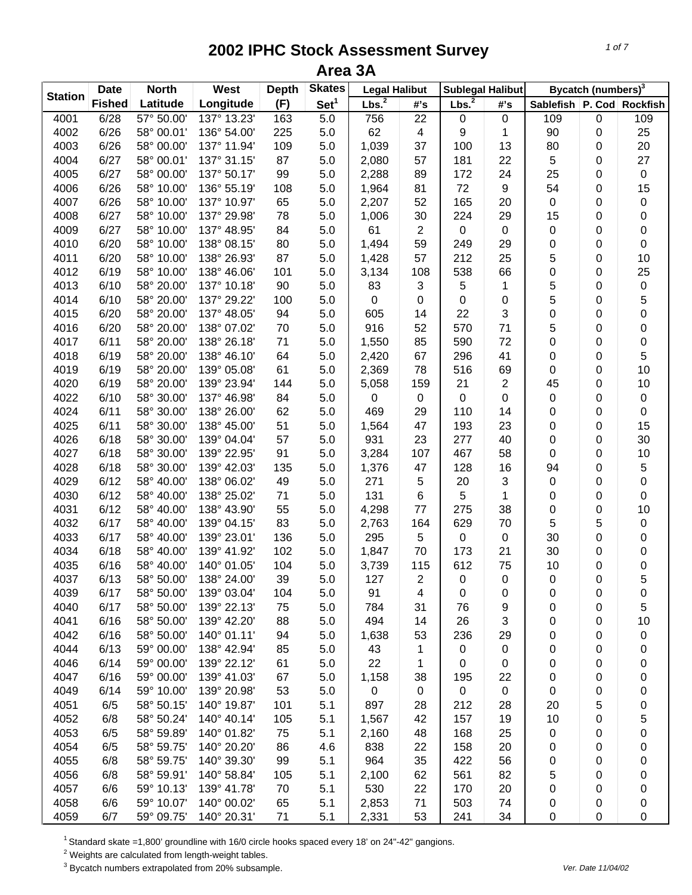# 2002 IPHC Stock Assessment Survey
## Area 3A

| Station | Date | North | West | Depth | Skates | Legal Halibut | | Sublegal Halibut | | Bycatch (numbers)[3] | | |
|---|---|---|---|---|---|---|---|---|---|---|---|---|
| | Fished | Latitude | Longitude | (F) | Set[1] | Lbs.[2] | #'s | Lbs.[2] | #'s | Sablefish | P. Cod | Rockfish |
| 4001 | 6/28 | 57° 50.00' | 137° 13.23' | 163 | 5.0 | 756 | 22 | 0 | 0 | 109 | 0 | 109 |
| 4002 | 6/26 | 58° 00.01' | 136° 54.00' | 225 | 5.0 | 62 | 4 | 9 | 1 | 90 | 0 | 25 |
| 4003 | 6/26 | 58° 00.00' | 137° 11.94' | 109 | 5.0 | 1,039 | 37 | 100 | 13 | 80 | 0 | 20 |
| 4004 | 6/27 | 58° 00.01' | 137° 31.15' | 87 | 5.0 | 2,080 | 57 | 181 | 22 | 5 | 0 | 27 |
| 4005 | 6/27 | 58° 00.00' | 137° 50.17' | 99 | 5.0 | 2,288 | 89 | 172 | 24 | 25 | 0 | 0 |
| 4006 | 6/26 | 58° 10.00' | 136° 55.19' | 108 | 5.0 | 1,964 | 81 | 72 | 9 | 54 | 0 | 15 |
| 4007 | 6/26 | 58° 10.00' | 137° 10.97' | 65 | 5.0 | 2,207 | 52 | 165 | 20 | 0 | 0 | 0 |
| 4008 | 6/27 | 58° 10.00' | 137° 29.98' | 78 | 5.0 | 1,006 | 30 | 224 | 29 | 15 | 0 | 0 |
| 4009 | 6/27 | 58° 10.00' | 137° 48.95' | 84 | 5.0 | 61 | 2 | 0 | 0 | 0 | 0 | 0 |
| 4010 | 6/20 | 58° 10.00' | 138° 08.15' | 80 | 5.0 | 1,494 | 59 | 249 | 29 | 0 | 0 | 0 |
| 4011 | 6/20 | 58° 10.00' | 138° 26.93' | 87 | 5.0 | 1,428 | 57 | 212 | 25 | 5 | 0 | 10 |
| 4012 | 6/19 | 58° 10.00' | 138° 46.06' | 101 | 5.0 | 3,134 | 108 | 538 | 66 | 0 | 0 | 25 |
| 4013 | 6/10 | 58° 20.00' | 137° 10.18' | 90 | 5.0 | 83 | 3 | 5 | 1 | 5 | 0 | 0 |
| 4014 | 6/10 | 58° 20.00' | 137° 29.22' | 100 | 5.0 | 0 | 0 | 0 | 0 | 5 | 0 | 5 |
| 4015 | 6/20 | 58° 20.00' | 137° 48.05' | 94 | 5.0 | 605 | 14 | 22 | 3 | 0 | 0 | 0 |
| 4016 | 6/20 | 58° 20.00' | 138° 07.02' | 70 | 5.0 | 916 | 52 | 570 | 71 | 5 | 0 | 0 |
| 4017 | 6/11 | 58° 20.00' | 138° 26.18' | 71 | 5.0 | 1,550 | 85 | 590 | 72 | 0 | 0 | 0 |
| 4018 | 6/19 | 58° 20.00' | 138° 46.10' | 64 | 5.0 | 2,420 | 67 | 296 | 41 | 0 | 0 | 5 |
| 4019 | 6/19 | 58° 20.00' | 139° 05.08' | 61 | 5.0 | 2,369 | 78 | 516 | 69 | 0 | 0 | 10 |
| 4020 | 6/19 | 58° 20.00' | 139° 23.94' | 144 | 5.0 | 5,058 | 159 | 21 | 2 | 45 | 0 | 10 |
| 4022 | 6/10 | 58° 30.00' | 137° 46.98' | 84 | 5.0 | 0 | 0 | 0 | 0 | 0 | 0 | 0 |
| 4024 | 6/11 | 58° 30.00' | 138° 26.00' | 62 | 5.0 | 469 | 29 | 110 | 14 | 0 | 0 | 0 |
| 4025 | 6/11 | 58° 30.00' | 138° 45.00' | 51 | 5.0 | 1,564 | 47 | 193 | 23 | 0 | 0 | 15 |
| 4026 | 6/18 | 58° 30.00' | 139° 04.04' | 57 | 5.0 | 931 | 23 | 277 | 40 | 0 | 0 | 30 |
| 4027 | 6/18 | 58° 30.00' | 139° 22.95' | 91 | 5.0 | 3,284 | 107 | 467 | 58 | 0 | 0 | 10 |
| 4028 | 6/18 | 58° 30.00' | 139° 42.03' | 135 | 5.0 | 1,376 | 47 | 128 | 16 | 94 | 0 | 5 |
| 4029 | 6/12 | 58° 40.00' | 138° 06.02' | 49 | 5.0 | 271 | 5 | 20 | 3 | 0 | 0 | 0 |
| 4030 | 6/12 | 58° 40.00' | 138° 25.02' | 71 | 5.0 | 131 | 6 | 5 | 1 | 0 | 0 | 0 |
| 4031 | 6/12 | 58° 40.00' | 138° 43.90' | 55 | 5.0 | 4,298 | 77 | 275 | 38 | 0 | 0 | 10 |
| 4032 | 6/17 | 58° 40.00' | 139° 04.15' | 83 | 5.0 | 2,763 | 164 | 629 | 70 | 5 | 5 | 0 |
| 4033 | 6/17 | 58° 40.00' | 139° 23.01' | 136 | 5.0 | 295 | 5 | 0 | 0 | 30 | 0 | 0 |
| 4034 | 6/18 | 58° 40.00' | 139° 41.92' | 102 | 5.0 | 1,847 | 70 | 173 | 21 | 30 | 0 | 0 |
| 4035 | 6/16 | 58° 40.00' | 140° 01.05' | 104 | 5.0 | 3,739 | 115 | 612 | 75 | 10 | 0 | 0 |
| 4037 | 6/13 | 58° 50.00' | 138° 24.00' | 39 | 5.0 | 127 | 2 | 0 | 0 | 0 | 0 | 5 |
| 4039 | 6/17 | 58° 50.00' | 139° 03.04' | 104 | 5.0 | 91 | 4 | 0 | 0 | 0 | 0 | 0 |
| 4040 | 6/17 | 58° 50.00' | 139° 22.13' | 75 | 5.0 | 784 | 31 | 76 | 9 | 0 | 0 | 5 |
| 4041 | 6/16 | 58° 50.00' | 139° 42.20' | 88 | 5.0 | 494 | 14 | 26 | 3 | 0 | 0 | 10 |
| 4042 | 6/16 | 58° 50.00' | 140° 01.11' | 94 | 5.0 | 1,638 | 53 | 236 | 29 | 0 | 0 | 0 |
| 4044 | 6/13 | 59° 00.00' | 138° 42.94' | 85 | 5.0 | 43 | 1 | 0 | 0 | 0 | 0 | 0 |
| 4046 | 6/14 | 59° 00.00' | 139° 22.12' | 61 | 5.0 | 22 | 1 | 0 | 0 | 0 | 0 | 0 |
| 4047 | 6/16 | 59° 00.00' | 139° 41.03' | 67 | 5.0 | 1,158 | 38 | 195 | 22 | 0 | 0 | 0 |
| 4049 | 6/14 | 59° 10.00' | 139° 20.98' | 53 | 5.0 | 0 | 0 | 0 | 0 | 0 | 0 | 0 |
| 4051 | 6/5 | 58° 50.15' | 140° 19.87' | 101 | 5.1 | 897 | 28 | 212 | 28 | 20 | 5 | 0 |
| 4052 | 6/8 | 58° 50.24' | 140° 40.14' | 105 | 5.1 | 1,567 | 42 | 157 | 19 | 10 | 0 | 5 |
| 4053 | 6/5 | 58° 59.89' | 140° 01.82' | 75 | 5.1 | 2,160 | 48 | 168 | 25 | 0 | 0 | 0 |
| 4054 | 6/5 | 58° 59.75' | 140° 20.20' | 86 | 4.6 | 838 | 22 | 158 | 20 | 0 | 0 | 0 |
| 4055 | 6/8 | 58° 59.75' | 140° 39.30' | 99 | 5.1 | 964 | 35 | 422 | 56 | 0 | 0 | 0 |
| 4056 | 6/8 | 58° 59.91' | 140° 58.84' | 105 | 5.1 | 2,100 | 62 | 561 | 82 | 5 | 0 | 0 |
| 4057 | 6/6 | 59° 10.13' | 139° 41.78' | 70 | 5.1 | 530 | 22 | 170 | 20 | 0 | 0 | 0 |
| 4058 | 6/6 | 59° 10.07' | 140° 00.02' | 65 | 5.1 | 2,853 | 71 | 503 | 74 | 0 | 0 | 0 |
| 4059 | 6/7 | 59° 09.75' | 140° 20.31' | 71 | 5.1 | 2,331 | 53 | 241 | 34 | 0 | 0 | 0 |

[1] Standard skate =1,800' groundline with 16/0 circle hooks spaced every 18' on 24"-42" gangions.

[2] Weights are calculated from length-weight tables.

[3] Bycatch numbers extrapolated from 20% subsample.

*Ver. Date 11/04/02*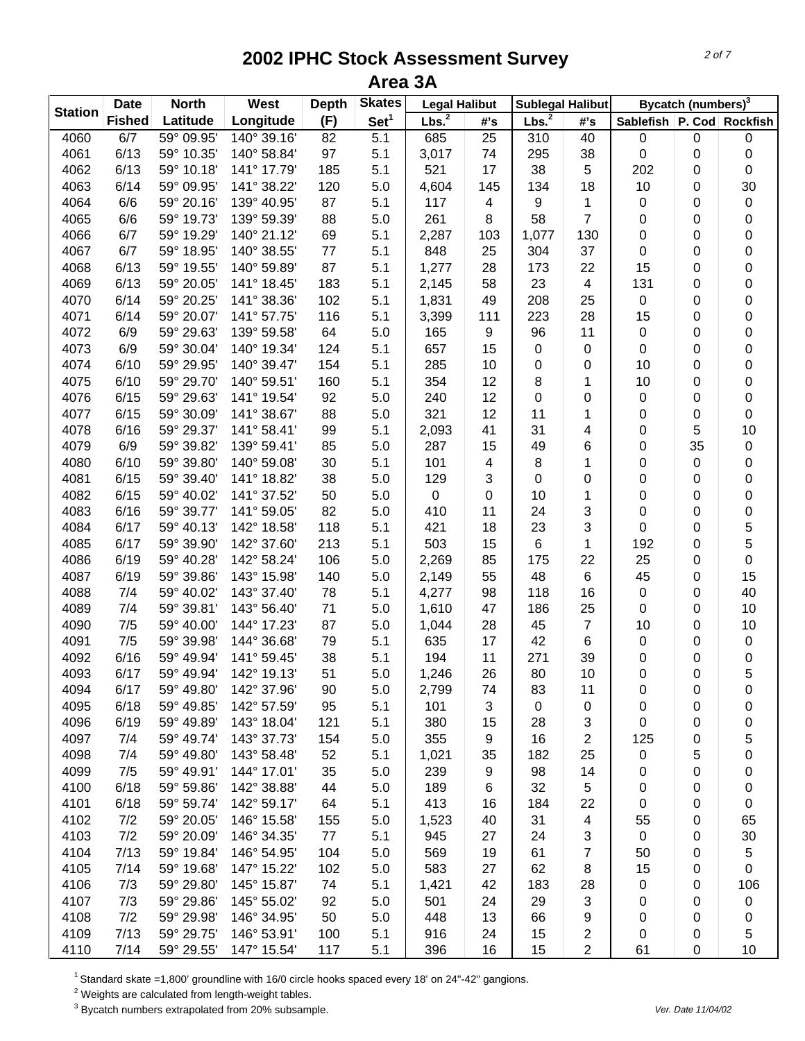# 2002 IPHC Stock Assessment Survey

## Area 3A

| Station | Date | North | West | Depth | Skates | Legal Halibut | | Sublegal Halibut | | Bycatch (numbers)[3] | | |
|---|---|---|---|---|---|---|---|---|---|---|---|---|
| | Fished | Latitude | Longitude | (F) | Set[1] | Lbs.[2] | #'s | Lbs.[2] | #'s | Sablefish | P. Cod | Rockfish |
| 4060 | 6/7 | 59° 09.95' | 140° 39.16' | 82 | 5.1 | 685 | 25 | 310 | 40 | 0 | 0 | 0 |
| 4061 | 6/13 | 59° 10.35' | 140° 58.84' | 97 | 5.1 | 3,017 | 74 | 295 | 38 | 0 | 0 | 0 |
| 4062 | 6/13 | 59° 10.18' | 141° 17.79' | 185 | 5.1 | 521 | 17 | 38 | 5 | 202 | 0 | 0 |
| 4063 | 6/14 | 59° 09.95' | 141° 38.22' | 120 | 5.0 | 4,604 | 145 | 134 | 18 | 10 | 0 | 30 |
| 4064 | 6/6 | 59° 20.16' | 139° 40.95' | 87 | 5.1 | 117 | 4 | 9 | 1 | 0 | 0 | 0 |
| 4065 | 6/6 | 59° 19.73' | 139° 59.39' | 88 | 5.0 | 261 | 8 | 58 | 7 | 0 | 0 | 0 |
| 4066 | 6/7 | 59° 19.29' | 140° 21.12' | 69 | 5.1 | 2,287 | 103 | 1,077 | 130 | 0 | 0 | 0 |
| 4067 | 6/7 | 59° 18.95' | 140° 38.55' | 77 | 5.1 | 848 | 25 | 304 | 37 | 0 | 0 | 0 |
| 4068 | 6/13 | 59° 19.55' | 140° 59.89' | 87 | 5.1 | 1,277 | 28 | 173 | 22 | 15 | 0 | 0 |
| 4069 | 6/13 | 59° 20.05' | 141° 18.45' | 183 | 5.1 | 2,145 | 58 | 23 | 4 | 131 | 0 | 0 |
| 4070 | 6/14 | 59° 20.25' | 141° 38.36' | 102 | 5.1 | 1,831 | 49 | 208 | 25 | 0 | 0 | 0 |
| 4071 | 6/14 | 59° 20.07' | 141° 57.75' | 116 | 5.1 | 3,399 | 111 | 223 | 28 | 15 | 0 | 0 |
| 4072 | 6/9 | 59° 29.63' | 139° 59.58' | 64 | 5.0 | 165 | 9 | 96 | 11 | 0 | 0 | 0 |
| 4073 | 6/9 | 59° 30.04' | 140° 19.34' | 124 | 5.1 | 657 | 15 | 0 | 0 | 0 | 0 | 0 |
| 4074 | 6/10 | 59° 29.95' | 140° 39.47' | 154 | 5.1 | 285 | 10 | 0 | 0 | 10 | 0 | 0 |
| 4075 | 6/10 | 59° 29.70' | 140° 59.51' | 160 | 5.1 | 354 | 12 | 8 | 1 | 10 | 0 | 0 |
| 4076 | 6/15 | 59° 29.63' | 141° 19.54' | 92 | 5.0 | 240 | 12 | 0 | 0 | 0 | 0 | 0 |
| 4077 | 6/15 | 59° 30.09' | 141° 38.67' | 88 | 5.0 | 321 | 12 | 11 | 1 | 0 | 0 | 0 |
| 4078 | 6/16 | 59° 29.37' | 141° 58.41' | 99 | 5.1 | 2,093 | 41 | 31 | 4 | 0 | 5 | 10 |
| 4079 | 6/9 | 59° 39.82' | 139° 59.41' | 85 | 5.0 | 287 | 15 | 49 | 6 | 0 | 35 | 0 |
| 4080 | 6/10 | 59° 39.80' | 140° 59.08' | 30 | 5.1 | 101 | 4 | 8 | 1 | 0 | 0 | 0 |
| 4081 | 6/15 | 59° 39.40' | 141° 18.82' | 38 | 5.0 | 129 | 3 | 0 | 0 | 0 | 0 | 0 |
| 4082 | 6/15 | 59° 40.02' | 141° 37.52' | 50 | 5.0 | 0 | 0 | 10 | 1 | 0 | 0 | 0 |
| 4083 | 6/16 | 59° 39.77' | 141° 59.05' | 82 | 5.0 | 410 | 11 | 24 | 3 | 0 | 0 | 0 |
| 4084 | 6/17 | 59° 40.13' | 142° 18.58' | 118 | 5.1 | 421 | 18 | 23 | 3 | 0 | 0 | 5 |
| 4085 | 6/17 | 59° 39.90' | 142° 37.60' | 213 | 5.1 | 503 | 15 | 6 | 1 | 192 | 0 | 5 |
| 4086 | 6/19 | 59° 40.28' | 142° 58.24' | 106 | 5.0 | 2,269 | 85 | 175 | 22 | 25 | 0 | 0 |
| 4087 | 6/19 | 59° 39.86' | 143° 15.98' | 140 | 5.0 | 2,149 | 55 | 48 | 6 | 45 | 0 | 15 |
| 4088 | 7/4 | 59° 40.02' | 143° 37.40' | 78 | 5.1 | 4,277 | 98 | 118 | 16 | 0 | 0 | 40 |
| 4089 | 7/4 | 59° 39.81' | 143° 56.40' | 71 | 5.0 | 1,610 | 47 | 186 | 25 | 0 | 0 | 10 |
| 4090 | 7/5 | 59° 40.00' | 144° 17.23' | 87 | 5.0 | 1,044 | 28 | 45 | 7 | 10 | 0 | 10 |
| 4091 | 7/5 | 59° 39.98' | 144° 36.68' | 79 | 5.1 | 635 | 17 | 42 | 6 | 0 | 0 | 0 |
| 4092 | 6/16 | 59° 49.94' | 141° 59.45' | 38 | 5.1 | 194 | 11 | 271 | 39 | 0 | 0 | 0 |
| 4093 | 6/17 | 59° 49.94' | 142° 19.13' | 51 | 5.0 | 1,246 | 26 | 80 | 10 | 0 | 0 | 5 |
| 4094 | 6/17 | 59° 49.80' | 142° 37.96' | 90 | 5.0 | 2,799 | 74 | 83 | 11 | 0 | 0 | 0 |
| 4095 | 6/18 | 59° 49.85' | 142° 57.59' | 95 | 5.1 | 101 | 3 | 0 | 0 | 0 | 0 | 0 |
| 4096 | 6/19 | 59° 49.89' | 143° 18.04' | 121 | 5.1 | 380 | 15 | 28 | 3 | 0 | 0 | 0 |
| 4097 | 7/4 | 59° 49.74' | 143° 37.73' | 154 | 5.0 | 355 | 9 | 16 | 2 | 125 | 0 | 5 |
| 4098 | 7/4 | 59° 49.80' | 143° 58.48' | 52 | 5.1 | 1,021 | 35 | 182 | 25 | 0 | 5 | 0 |
| 4099 | 7/5 | 59° 49.91' | 144° 17.01' | 35 | 5.0 | 239 | 9 | 98 | 14 | 0 | 0 | 0 |
| 4100 | 6/18 | 59° 59.86' | 142° 38.88' | 44 | 5.0 | 189 | 6 | 32 | 5 | 0 | 0 | 0 |
| 4101 | 6/18 | 59° 59.74' | 142° 59.17' | 64 | 5.1 | 413 | 16 | 184 | 22 | 0 | 0 | 0 |
| 4102 | 7/2 | 59° 20.05' | 146° 15.58' | 155 | 5.0 | 1,523 | 40 | 31 | 4 | 55 | 0 | 65 |
| 4103 | 7/2 | 59° 20.09' | 146° 34.35' | 77 | 5.1 | 945 | 27 | 24 | 3 | 0 | 0 | 30 |
| 4104 | 7/13 | 59° 19.84' | 146° 54.95' | 104 | 5.0 | 569 | 19 | 61 | 7 | 50 | 0 | 5 |
| 4105 | 7/14 | 59° 19.68' | 147° 15.22' | 102 | 5.0 | 583 | 27 | 62 | 8 | 15 | 0 | 0 |
| 4106 | 7/3 | 59° 29.80' | 145° 15.87' | 74 | 5.1 | 1,421 | 42 | 183 | 28 | 0 | 0 | 106 |
| 4107 | 7/3 | 59° 29.86' | 145° 55.02' | 92 | 5.0 | 501 | 24 | 29 | 3 | 0 | 0 | 0 |
| 4108 | 7/2 | 59° 29.98' | 146° 34.95' | 50 | 5.0 | 448 | 13 | 66 | 9 | 0 | 0 | 0 |
| 4109 | 7/13 | 59° 29.75' | 146° 53.91' | 100 | 5.1 | 916 | 24 | 15 | 2 | 0 | 0 | 5 |
| 4110 | 7/14 | 59° 29.55' | 147° 15.54' | 117 | 5.1 | 396 | 16 | 15 | 2 | 61 | 0 | 10 |

[1] Standard skate =1,800' groundline with 16/0 circle hooks spaced every 18' on 24"-42" gangions.
[2] Weights are calculated from length-weight tables.
[3] Bycatch numbers extrapolated from 20% subsample.

*Ver. Date 11/04/02*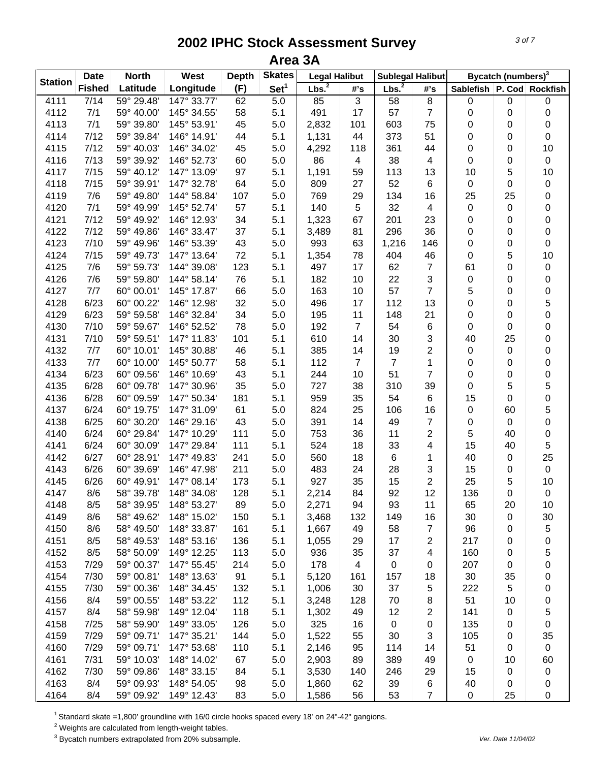# 2002 IPHC Stock Assessment Survey

## Area 3A

| Station | Date | North | West | Depth | Skates | Legal Halibut | | Sublegal Halibut | | Bycatch (numbers)[3] | | |
|---|---|---|---|---|---|---|---|---|---|---|---|---|
| | Fished | Latitude | Longitude | (F) | Set[1] | Lbs.[2] | #'s | Lbs.[2] | #'s | Sablefish | P. Cod | Rockfish |
| 4111 | 7/14 | 59° 29.48' | 147° 33.77' | 62 | 5.0 | 85 | 3 | 58 | 8 | 0 | 0 | 0 |
| 4112 | 7/1 | 59° 40.00' | 145° 34.55' | 58 | 5.1 | 491 | 17 | 57 | 7 | 0 | 0 | 0 |
| 4113 | 7/1 | 59° 39.80' | 145° 53.91' | 45 | 5.0 | 2,832 | 101 | 603 | 75 | 0 | 0 | 0 |
| 4114 | 7/12 | 59° 39.84' | 146° 14.91' | 44 | 5.1 | 1,131 | 44 | 373 | 51 | 0 | 0 | 0 |
| 4115 | 7/12 | 59° 40.03' | 146° 34.02' | 45 | 5.0 | 4,292 | 118 | 361 | 44 | 0 | 0 | 10 |
| 4116 | 7/13 | 59° 39.92' | 146° 52.73' | 60 | 5.0 | 86 | 4 | 38 | 4 | 0 | 0 | 0 |
| 4117 | 7/15 | 59° 40.12' | 147° 13.09' | 97 | 5.1 | 1,191 | 59 | 113 | 13 | 10 | 5 | 10 |
| 4118 | 7/15 | 59° 39.91' | 147° 32.78' | 64 | 5.0 | 809 | 27 | 52 | 6 | 0 | 0 | 0 |
| 4119 | 7/6 | 59° 49.80' | 144° 58.84' | 107 | 5.0 | 769 | 29 | 134 | 16 | 25 | 25 | 0 |
| 4120 | 7/1 | 59° 49.99' | 145° 52.74' | 57 | 5.1 | 140 | 5 | 32 | 4 | 0 | 0 | 0 |
| 4121 | 7/12 | 59° 49.92' | 146° 12.93' | 34 | 5.1 | 1,323 | 67 | 201 | 23 | 0 | 0 | 0 |
| 4122 | 7/12 | 59° 49.86' | 146° 33.47' | 37 | 5.1 | 3,489 | 81 | 296 | 36 | 0 | 0 | 0 |
| 4123 | 7/10 | 59° 49.96' | 146° 53.39' | 43 | 5.0 | 993 | 63 | 1,216 | 146 | 0 | 0 | 0 |
| 4124 | 7/15 | 59° 49.73' | 147° 13.64' | 72 | 5.1 | 1,354 | 78 | 404 | 46 | 0 | 5 | 10 |
| 4125 | 7/6 | 59° 59.73' | 144° 39.08' | 123 | 5.1 | 497 | 17 | 62 | 7 | 61 | 0 | 0 |
| 4126 | 7/6 | 59° 59.80' | 144° 58.14' | 76 | 5.1 | 182 | 10 | 22 | 3 | 0 | 0 | 0 |
| 4127 | 7/7 | 60° 00.01' | 145° 17.87' | 66 | 5.0 | 163 | 10 | 57 | 7 | 5 | 0 | 0 |
| 4128 | 6/23 | 60° 00.22' | 146° 12.98' | 32 | 5.0 | 496 | 17 | 112 | 13 | 0 | 0 | 5 |
| 4129 | 6/23 | 59° 59.58' | 146° 32.84' | 34 | 5.0 | 195 | 11 | 148 | 21 | 0 | 0 | 0 |
| 4130 | 7/10 | 59° 59.67' | 146° 52.52' | 78 | 5.0 | 192 | 7 | 54 | 6 | 0 | 0 | 0 |
| 4131 | 7/10 | 59° 59.51' | 147° 11.83' | 101 | 5.1 | 610 | 14 | 30 | 3 | 40 | 25 | 0 |
| 4132 | 7/7 | 60° 10.01' | 145° 30.88' | 46 | 5.1 | 385 | 14 | 19 | 2 | 0 | 0 | 0 |
| 4133 | 7/7 | 60° 10.00' | 145° 50.77' | 58 | 5.1 | 112 | 7 | 7 | 1 | 0 | 0 | 0 |
| 4134 | 6/23 | 60° 09.56' | 146° 10.69' | 43 | 5.1 | 244 | 10 | 51 | 7 | 0 | 0 | 0 |
| 4135 | 6/28 | 60° 09.78' | 147° 30.96' | 35 | 5.0 | 727 | 38 | 310 | 39 | 0 | 5 | 5 |
| 4136 | 6/28 | 60° 09.59' | 147° 50.34' | 181 | 5.1 | 959 | 35 | 54 | 6 | 15 | 0 | 0 |
| 4137 | 6/24 | 60° 19.75' | 147° 31.09' | 61 | 5.0 | 824 | 25 | 106 | 16 | 0 | 60 | 5 |
| 4138 | 6/25 | 60° 30.20' | 146° 29.16' | 43 | 5.0 | 391 | 14 | 49 | 7 | 0 | 0 | 0 |
| 4140 | 6/24 | 60° 29.84' | 147° 10.29' | 111 | 5.0 | 753 | 36 | 11 | 2 | 5 | 40 | 0 |
| 4141 | 6/24 | 60° 30.09' | 147° 29.84' | 111 | 5.1 | 524 | 18 | 33 | 4 | 15 | 40 | 5 |
| 4142 | 6/27 | 60° 28.91' | 147° 49.83' | 241 | 5.0 | 560 | 18 | 6 | 1 | 40 | 0 | 25 |
| 4143 | 6/26 | 60° 39.69' | 146° 47.98' | 211 | 5.0 | 483 | 24 | 28 | 3 | 15 | 0 | 0 |
| 4145 | 6/26 | 60° 49.91' | 147° 08.14' | 173 | 5.1 | 927 | 35 | 15 | 2 | 25 | 5 | 10 |
| 4147 | 8/6 | 58° 39.78' | 148° 34.08' | 128 | 5.1 | 2,214 | 84 | 92 | 12 | 136 | 0 | 0 |
| 4148 | 8/5 | 58° 39.95' | 148° 53.27' | 89 | 5.0 | 2,271 | 94 | 93 | 11 | 65 | 20 | 10 |
| 4149 | 8/6 | 58° 49.62' | 148° 15.02' | 150 | 5.1 | 3,468 | 132 | 149 | 16 | 30 | 0 | 30 |
| 4150 | 8/6 | 58° 49.50' | 148° 33.87' | 161 | 5.1 | 1,667 | 49 | 58 | 7 | 96 | 0 | 5 |
| 4151 | 8/5 | 58° 49.53' | 148° 53.16' | 136 | 5.1 | 1,055 | 29 | 17 | 2 | 217 | 0 | 0 |
| 4152 | 8/5 | 58° 50.09' | 149° 12.25' | 113 | 5.0 | 936 | 35 | 37 | 4 | 160 | 0 | 5 |
| 4153 | 7/29 | 59° 00.37' | 147° 55.45' | 214 | 5.0 | 178 | 4 | 0 | 0 | 207 | 0 | 0 |
| 4154 | 7/30 | 59° 00.81' | 148° 13.63' | 91 | 5.1 | 5,120 | 161 | 157 | 18 | 30 | 35 | 0 |
| 4155 | 7/30 | 59° 00.36' | 148° 34.45' | 132 | 5.1 | 1,006 | 30 | 37 | 5 | 222 | 5 | 0 |
| 4156 | 8/4 | 59° 00.55' | 148° 53.22' | 112 | 5.1 | 3,248 | 128 | 70 | 8 | 51 | 10 | 0 |
| 4157 | 8/4 | 58° 59.98' | 149° 12.04' | 118 | 5.1 | 1,302 | 49 | 12 | 2 | 141 | 0 | 5 |
| 4158 | 7/25 | 58° 59.90' | 149° 33.05' | 126 | 5.0 | 325 | 16 | 0 | 0 | 135 | 0 | 0 |
| 4159 | 7/29 | 59° 09.71' | 147° 35.21' | 144 | 5.0 | 1,522 | 55 | 30 | 3 | 105 | 0 | 35 |
| 4160 | 7/29 | 59° 09.71' | 147° 53.68' | 110 | 5.1 | 2,146 | 95 | 114 | 14 | 51 | 0 | 0 |
| 4161 | 7/31 | 59° 10.03' | 148° 14.02' | 67 | 5.0 | 2,903 | 89 | 389 | 49 | 0 | 10 | 60 |
| 4162 | 7/30 | 59° 09.86' | 148° 33.15' | 84 | 5.1 | 3,530 | 140 | 246 | 29 | 15 | 0 | 0 |
| 4163 | 8/4 | 59° 09.93' | 148° 54.05' | 98 | 5.0 | 1,860 | 62 | 39 | 6 | 40 | 0 | 0 |
| 4164 | 8/4 | 59° 09.92' | 149° 12.43' | 83 | 5.0 | 1,586 | 56 | 53 | 7 | 0 | 25 | 0 |

[1] Standard skate =1,800' groundline with 16/0 circle hooks spaced every 18' on 24"-42" gangions.

[2] Weights are calculated from length-weight tables.

[3] Bycatch numbers extrapolated from 20% subsample.

*Ver. Date 11/04/02*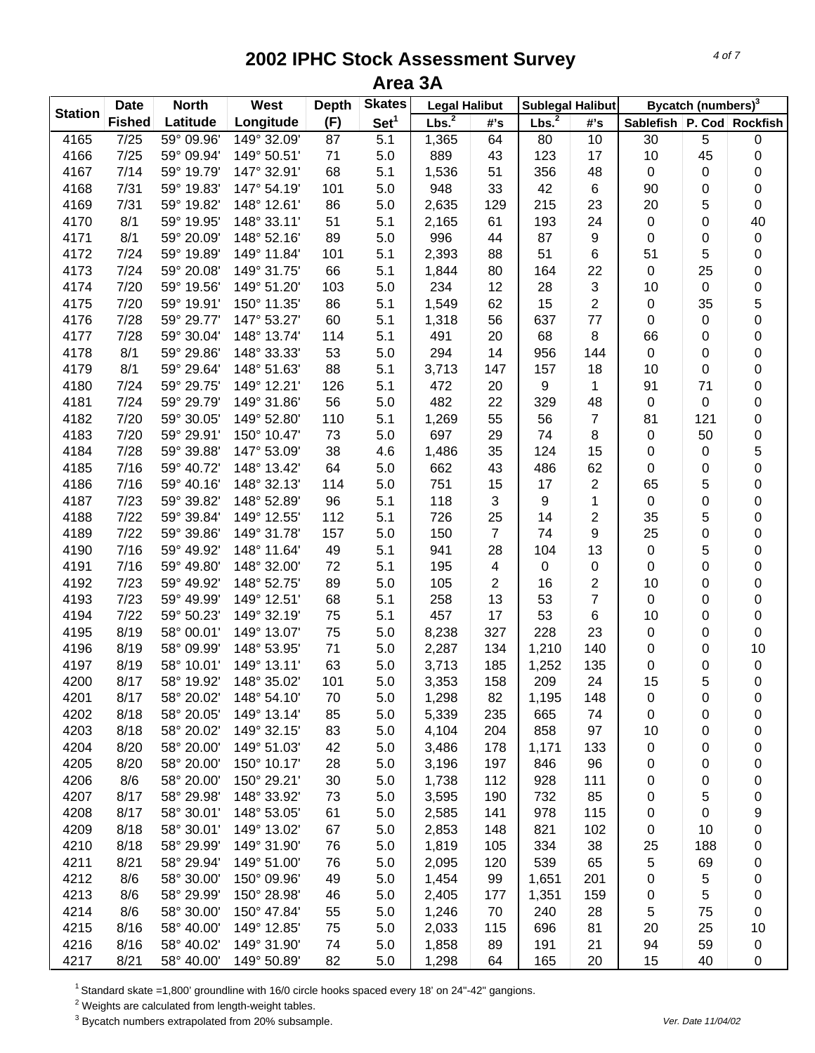# 2002 IPHC Stock Assessment Survey

## Area 3A

| Station | Date | North | West | Depth | Skates | Legal Halibut | | Sublegal Halibut | | Bycatch (numbers)[3] | | |
|---|---|---|---|---|---|---|---|---|---|---|---|---|
| | Fished | Latitude | Longitude | (F) | Set[1] | Lbs.[2] | #'s | Lbs.[2] | #'s | Sablefish | P. Cod | Rockfish |
| 4165 | 7/25 | 59° 09.96' | 149° 32.09' | 87 | 5.1 | 1,365 | 64 | 80 | 10 | 30 | 5 | 0 |
| 4166 | 7/25 | 59° 09.94' | 149° 50.51' | 71 | 5.0 | 889 | 43 | 123 | 17 | 10 | 45 | 0 |
| 4167 | 7/14 | 59° 19.79' | 147° 32.91' | 68 | 5.1 | 1,536 | 51 | 356 | 48 | 0 | 0 | 0 |
| 4168 | 7/31 | 59° 19.83' | 147° 54.19' | 101 | 5.0 | 948 | 33 | 42 | 6 | 90 | 0 | 0 |
| 4169 | 7/31 | 59° 19.82' | 148° 12.61' | 86 | 5.0 | 2,635 | 129 | 215 | 23 | 20 | 5 | 0 |
| 4170 | 8/1 | 59° 19.95' | 148° 33.11' | 51 | 5.1 | 2,165 | 61 | 193 | 24 | 0 | 0 | 40 |
| 4171 | 8/1 | 59° 20.09' | 148° 52.16' | 89 | 5.0 | 996 | 44 | 87 | 9 | 0 | 0 | 0 |
| 4172 | 7/24 | 59° 19.89' | 149° 11.84' | 101 | 5.1 | 2,393 | 88 | 51 | 6 | 51 | 5 | 0 |
| 4173 | 7/24 | 59° 20.08' | 149° 31.75' | 66 | 5.1 | 1,844 | 80 | 164 | 22 | 0 | 25 | 0 |
| 4174 | 7/20 | 59° 19.56' | 149° 51.20' | 103 | 5.0 | 234 | 12 | 28 | 3 | 10 | 0 | 0 |
| 4175 | 7/20 | 59° 19.91' | 150° 11.35' | 86 | 5.1 | 1,549 | 62 | 15 | 2 | 0 | 35 | 5 |
| 4176 | 7/28 | 59° 29.77' | 147° 53.27' | 60 | 5.1 | 1,318 | 56 | 637 | 77 | 0 | 0 | 0 |
| 4177 | 7/28 | 59° 30.04' | 148° 13.74' | 114 | 5.1 | 491 | 20 | 68 | 8 | 66 | 0 | 0 |
| 4178 | 8/1 | 59° 29.86' | 148° 33.33' | 53 | 5.0 | 294 | 14 | 956 | 144 | 0 | 0 | 0 |
| 4179 | 8/1 | 59° 29.64' | 148° 51.63' | 88 | 5.1 | 3,713 | 147 | 157 | 18 | 10 | 0 | 0 |
| 4180 | 7/24 | 59° 29.75' | 149° 12.21' | 126 | 5.1 | 472 | 20 | 9 | 1 | 91 | 71 | 0 |
| 4181 | 7/24 | 59° 29.79' | 149° 31.86' | 56 | 5.0 | 482 | 22 | 329 | 48 | 0 | 0 | 0 |
| 4182 | 7/20 | 59° 30.05' | 149° 52.80' | 110 | 5.1 | 1,269 | 55 | 56 | 7 | 81 | 121 | 0 |
| 4183 | 7/20 | 59° 29.91' | 150° 10.47' | 73 | 5.0 | 697 | 29 | 74 | 8 | 0 | 50 | 0 |
| 4184 | 7/28 | 59° 39.88' | 147° 53.09' | 38 | 4.6 | 1,486 | 35 | 124 | 15 | 0 | 0 | 5 |
| 4185 | 7/16 | 59° 40.72' | 148° 13.42' | 64 | 5.0 | 662 | 43 | 486 | 62 | 0 | 0 | 0 |
| 4186 | 7/16 | 59° 40.16' | 148° 32.13' | 114 | 5.0 | 751 | 15 | 17 | 2 | 65 | 5 | 0 |
| 4187 | 7/23 | 59° 39.82' | 148° 52.89' | 96 | 5.1 | 118 | 3 | 9 | 1 | 0 | 0 | 0 |
| 4188 | 7/22 | 59° 39.84' | 149° 12.55' | 112 | 5.1 | 726 | 25 | 14 | 2 | 35 | 5 | 0 |
| 4189 | 7/22 | 59° 39.86' | 149° 31.78' | 157 | 5.0 | 150 | 7 | 74 | 9 | 25 | 0 | 0 |
| 4190 | 7/16 | 59° 49.92' | 148° 11.64' | 49 | 5.1 | 941 | 28 | 104 | 13 | 0 | 5 | 0 |
| 4191 | 7/16 | 59° 49.80' | 148° 32.00' | 72 | 5.1 | 195 | 4 | 0 | 0 | 0 | 0 | 0 |
| 4192 | 7/23 | 59° 49.92' | 148° 52.75' | 89 | 5.0 | 105 | 2 | 16 | 2 | 10 | 0 | 0 |
| 4193 | 7/23 | 59° 49.99' | 149° 12.51' | 68 | 5.1 | 258 | 13 | 53 | 7 | 0 | 0 | 0 |
| 4194 | 7/22 | 59° 50.23' | 149° 32.19' | 75 | 5.1 | 457 | 17 | 53 | 6 | 10 | 0 | 0 |
| 4195 | 8/19 | 58° 00.01' | 149° 13.07' | 75 | 5.0 | 8,238 | 327 | 228 | 23 | 0 | 0 | 0 |
| 4196 | 8/19 | 58° 09.99' | 148° 53.95' | 71 | 5.0 | 2,287 | 134 | 1,210 | 140 | 0 | 0 | 10 |
| 4197 | 8/19 | 58° 10.01' | 149° 13.11' | 63 | 5.0 | 3,713 | 185 | 1,252 | 135 | 0 | 0 | 0 |
| 4200 | 8/17 | 58° 19.92' | 148° 35.02' | 101 | 5.0 | 3,353 | 158 | 209 | 24 | 15 | 5 | 0 |
| 4201 | 8/17 | 58° 20.02' | 148° 54.10' | 70 | 5.0 | 1,298 | 82 | 1,195 | 148 | 0 | 0 | 0 |
| 4202 | 8/18 | 58° 20.05' | 149° 13.14' | 85 | 5.0 | 5,339 | 235 | 665 | 74 | 0 | 0 | 0 |
| 4203 | 8/18 | 58° 20.02' | 149° 32.15' | 83 | 5.0 | 4,104 | 204 | 858 | 97 | 10 | 0 | 0 |
| 4204 | 8/20 | 58° 20.00' | 149° 51.03' | 42 | 5.0 | 3,486 | 178 | 1,171 | 133 | 0 | 0 | 0 |
| 4205 | 8/20 | 58° 20.00' | 150° 10.17' | 28 | 5.0 | 3,196 | 197 | 846 | 96 | 0 | 0 | 0 |
| 4206 | 8/6 | 58° 20.00' | 150° 29.21' | 30 | 5.0 | 1,738 | 112 | 928 | 111 | 0 | 0 | 0 |
| 4207 | 8/17 | 58° 29.98' | 148° 33.92' | 73 | 5.0 | 3,595 | 190 | 732 | 85 | 0 | 5 | 0 |
| 4208 | 8/17 | 58° 30.01' | 148° 53.05' | 61 | 5.0 | 2,585 | 141 | 978 | 115 | 0 | 0 | 9 |
| 4209 | 8/18 | 58° 30.01' | 149° 13.02' | 67 | 5.0 | 2,853 | 148 | 821 | 102 | 0 | 10 | 0 |
| 4210 | 8/18 | 58° 29.99' | 149° 31.90' | 76 | 5.0 | 1,819 | 105 | 334 | 38 | 25 | 188 | 0 |
| 4211 | 8/21 | 58° 29.94' | 149° 51.00' | 76 | 5.0 | 2,095 | 120 | 539 | 65 | 5 | 69 | 0 |
| 4212 | 8/6 | 58° 30.00' | 150° 09.96' | 49 | 5.0 | 1,454 | 99 | 1,651 | 201 | 0 | 5 | 0 |
| 4213 | 8/6 | 58° 29.99' | 150° 28.98' | 46 | 5.0 | 2,405 | 177 | 1,351 | 159 | 0 | 5 | 0 |
| 4214 | 8/6 | 58° 30.00' | 150° 47.84' | 55 | 5.0 | 1,246 | 70 | 240 | 28 | 5 | 75 | 0 |
| 4215 | 8/16 | 58° 40.00' | 149° 12.85' | 75 | 5.0 | 2,033 | 115 | 696 | 81 | 20 | 25 | 10 |
| 4216 | 8/16 | 58° 40.02' | 149° 31.90' | 74 | 5.0 | 1,858 | 89 | 191 | 21 | 94 | 59 | 0 |
| 4217 | 8/21 | 58° 40.00' | 149° 50.89' | 82 | 5.0 | 1,298 | 64 | 165 | 20 | 15 | 40 | 0 |

[1] Standard skate =1,800' groundline with 16/0 circle hooks spaced every 18' on 24"-42" gangions.

[2] Weights are calculated from length-weight tables.

[3] Bycatch numbers extrapolated from 20% subsample.

*Ver. Date 11/04/02*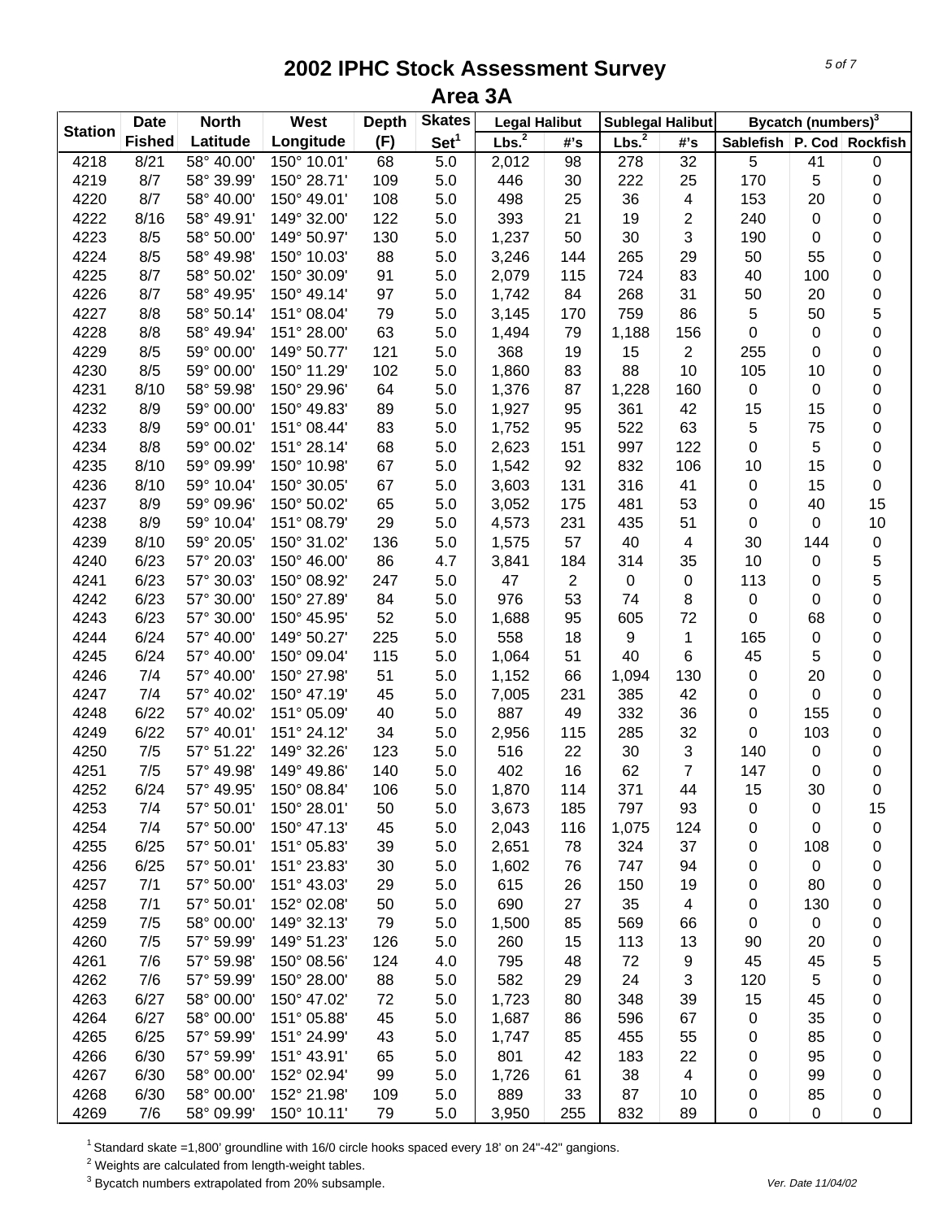# 2002 IPHC Stock Assessment Survey

## Area 3A

| Station | Date | North | West | Depth | Skates | Legal Halibut | | Sublegal Halibut | | Bycatch (numbers)[3] | | |
|---|---|---|---|---|---|---|---|---|---|---|---|---|
| | Fished | Latitude | Longitude | (F) | Set[1] | Lbs.[2] | #'s | Lbs.[2] | #'s | Sablefish | P. Cod | Rockfish |
| 4218 | 8/21 | 58° 40.00' | 150° 10.01' | 68 | 5.0 | 2,012 | 98 | 278 | 32 | 5 | 41 | 0 |
| 4219 | 8/7 | 58° 39.99' | 150° 28.71' | 109 | 5.0 | 446 | 30 | 222 | 25 | 170 | 5 | 0 |
| 4220 | 8/7 | 58° 40.00' | 150° 49.01' | 108 | 5.0 | 498 | 25 | 36 | 4 | 153 | 20 | 0 |
| 4222 | 8/16 | 58° 49.91' | 149° 32.00' | 122 | 5.0 | 393 | 21 | 19 | 2 | 240 | 0 | 0 |
| 4223 | 8/5 | 58° 50.00' | 149° 50.97' | 130 | 5.0 | 1,237 | 50 | 30 | 3 | 190 | 0 | 0 |
| 4224 | 8/5 | 58° 49.98' | 150° 10.03' | 88 | 5.0 | 3,246 | 144 | 265 | 29 | 50 | 55 | 0 |
| 4225 | 8/7 | 58° 50.02' | 150° 30.09' | 91 | 5.0 | 2,079 | 115 | 724 | 83 | 40 | 100 | 0 |
| 4226 | 8/7 | 58° 49.95' | 150° 49.14' | 97 | 5.0 | 1,742 | 84 | 268 | 31 | 50 | 20 | 0 |
| 4227 | 8/8 | 58° 50.14' | 151° 08.04' | 79 | 5.0 | 3,145 | 170 | 759 | 86 | 5 | 50 | 5 |
| 4228 | 8/8 | 58° 49.94' | 151° 28.00' | 63 | 5.0 | 1,494 | 79 | 1,188 | 156 | 0 | 0 | 0 |
| 4229 | 8/5 | 59° 00.00' | 149° 50.77' | 121 | 5.0 | 368 | 19 | 15 | 2 | 255 | 0 | 0 |
| 4230 | 8/5 | 59° 00.00' | 150° 11.29' | 102 | 5.0 | 1,860 | 83 | 88 | 10 | 105 | 10 | 0 |
| 4231 | 8/10 | 58° 59.98' | 150° 29.96' | 64 | 5.0 | 1,376 | 87 | 1,228 | 160 | 0 | 0 | 0 |
| 4232 | 8/9 | 59° 00.00' | 150° 49.83' | 89 | 5.0 | 1,927 | 95 | 361 | 42 | 15 | 15 | 0 |
| 4233 | 8/9 | 59° 00.01' | 151° 08.44' | 83 | 5.0 | 1,752 | 95 | 522 | 63 | 5 | 75 | 0 |
| 4234 | 8/8 | 59° 00.02' | 151° 28.14' | 68 | 5.0 | 2,623 | 151 | 997 | 122 | 0 | 5 | 0 |
| 4235 | 8/10 | 59° 09.99' | 150° 10.98' | 67 | 5.0 | 1,542 | 92 | 832 | 106 | 10 | 15 | 0 |
| 4236 | 8/10 | 59° 10.04' | 150° 30.05' | 67 | 5.0 | 3,603 | 131 | 316 | 41 | 0 | 15 | 0 |
| 4237 | 8/9 | 59° 09.96' | 150° 50.02' | 65 | 5.0 | 3,052 | 175 | 481 | 53 | 0 | 40 | 15 |
| 4238 | 8/9 | 59° 10.04' | 151° 08.79' | 29 | 5.0 | 4,573 | 231 | 435 | 51 | 0 | 0 | 10 |
| 4239 | 8/10 | 59° 20.05' | 150° 31.02' | 136 | 5.0 | 1,575 | 57 | 40 | 4 | 30 | 144 | 0 |
| 4240 | 6/23 | 57° 20.03' | 150° 46.00' | 86 | 4.7 | 3,841 | 184 | 314 | 35 | 10 | 0 | 5 |
| 4241 | 6/23 | 57° 30.03' | 150° 08.92' | 247 | 5.0 | 47 | 2 | 0 | 0 | 113 | 0 | 5 |
| 4242 | 6/23 | 57° 30.00' | 150° 27.89' | 84 | 5.0 | 976 | 53 | 74 | 8 | 0 | 0 | 0 |
| 4243 | 6/23 | 57° 30.00' | 150° 45.95' | 52 | 5.0 | 1,688 | 95 | 605 | 72 | 0 | 68 | 0 |
| 4244 | 6/24 | 57° 40.00' | 149° 50.27' | 225 | 5.0 | 558 | 18 | 9 | 1 | 165 | 0 | 0 |
| 4245 | 6/24 | 57° 40.00' | 150° 09.04' | 115 | 5.0 | 1,064 | 51 | 40 | 6 | 45 | 5 | 0 |
| 4246 | 7/4 | 57° 40.00' | 150° 27.98' | 51 | 5.0 | 1,152 | 66 | 1,094 | 130 | 0 | 20 | 0 |
| 4247 | 7/4 | 57° 40.02' | 150° 47.19' | 45 | 5.0 | 7,005 | 231 | 385 | 42 | 0 | 0 | 0 |
| 4248 | 6/22 | 57° 40.02' | 151° 05.09' | 40 | 5.0 | 887 | 49 | 332 | 36 | 0 | 155 | 0 |
| 4249 | 6/22 | 57° 40.01' | 151° 24.12' | 34 | 5.0 | 2,956 | 115 | 285 | 32 | 0 | 103 | 0 |
| 4250 | 7/5 | 57° 51.22' | 149° 32.26' | 123 | 5.0 | 516 | 22 | 30 | 3 | 140 | 0 | 0 |
| 4251 | 7/5 | 57° 49.98' | 149° 49.86' | 140 | 5.0 | 402 | 16 | 62 | 7 | 147 | 0 | 0 |
| 4252 | 6/24 | 57° 49.95' | 150° 08.84' | 106 | 5.0 | 1,870 | 114 | 371 | 44 | 15 | 30 | 0 |
| 4253 | 7/4 | 57° 50.01' | 150° 28.01' | 50 | 5.0 | 3,673 | 185 | 797 | 93 | 0 | 0 | 15 |
| 4254 | 7/4 | 57° 50.00' | 150° 47.13' | 45 | 5.0 | 2,043 | 116 | 1,075 | 124 | 0 | 0 | 0 |
| 4255 | 6/25 | 57° 50.01' | 151° 05.83' | 39 | 5.0 | 2,651 | 78 | 324 | 37 | 0 | 108 | 0 |
| 4256 | 6/25 | 57° 50.01' | 151° 23.83' | 30 | 5.0 | 1,602 | 76 | 747 | 94 | 0 | 0 | 0 |
| 4257 | 7/1 | 57° 50.00' | 151° 43.03' | 29 | 5.0 | 615 | 26 | 150 | 19 | 0 | 80 | 0 |
| 4258 | 7/1 | 57° 50.01' | 152° 02.08' | 50 | 5.0 | 690 | 27 | 35 | 4 | 0 | 130 | 0 |
| 4259 | 7/5 | 58° 00.00' | 149° 32.13' | 79 | 5.0 | 1,500 | 85 | 569 | 66 | 0 | 0 | 0 |
| 4260 | 7/5 | 57° 59.99' | 149° 51.23' | 126 | 5.0 | 260 | 15 | 113 | 13 | 90 | 20 | 0 |
| 4261 | 7/6 | 57° 59.98' | 150° 08.56' | 124 | 4.0 | 795 | 48 | 72 | 9 | 45 | 45 | 5 |
| 4262 | 7/6 | 57° 59.99' | 150° 28.00' | 88 | 5.0 | 582 | 29 | 24 | 3 | 120 | 5 | 0 |
| 4263 | 6/27 | 58° 00.00' | 150° 47.02' | 72 | 5.0 | 1,723 | 80 | 348 | 39 | 15 | 45 | 0 |
| 4264 | 6/27 | 58° 00.00' | 151° 05.88' | 45 | 5.0 | 1,687 | 86 | 596 | 67 | 0 | 35 | 0 |
| 4265 | 6/25 | 57° 59.99' | 151° 24.99' | 43 | 5.0 | 1,747 | 85 | 455 | 55 | 0 | 85 | 0 |
| 4266 | 6/30 | 57° 59.99' | 151° 43.91' | 65 | 5.0 | 801 | 42 | 183 | 22 | 0 | 95 | 0 |
| 4267 | 6/30 | 58° 00.00' | 152° 02.94' | 99 | 5.0 | 1,726 | 61 | 38 | 4 | 0 | 99 | 0 |
| 4268 | 6/30 | 58° 00.00' | 152° 21.98' | 109 | 5.0 | 889 | 33 | 87 | 10 | 0 | 85 | 0 |
| 4269 | 7/6 | 58° 09.99' | 150° 10.11' | 79 | 5.0 | 3,950 | 255 | 832 | 89 | 0 | 0 | 0 |

[1] Standard skate =1,800' groundline with 16/0 circle hooks spaced every 18' on 24"-42" gangions.

[2] Weights are calculated from length-weight tables.

[3] Bycatch numbers extrapolated from 20% subsample.

*Ver. Date 11/04/02*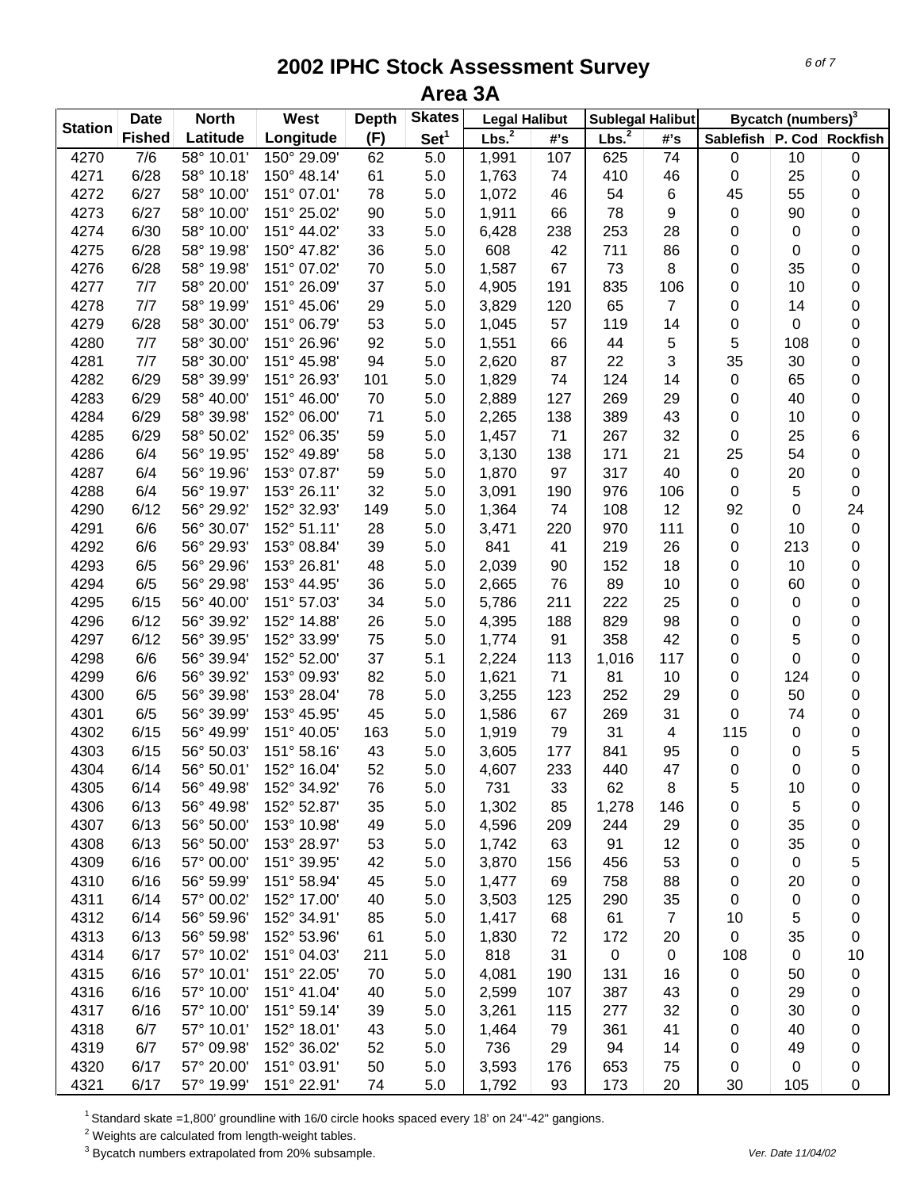# 2002 IPHC Stock Assessment Survey

## Area 3A

| Station | Date Fished | North Latitude | West Longitude | Depth (F) | Skates Set[1] | Legal Halibut | | Sublegal Halibut | | Bycatch (numbers)[3] | | |
|---|---|---|---|---|---|---|---|---|---|---|---|---|
| | | | | | | Lbs.[2] | #'s | Lbs.[2] | #'s | Sablefish | P. Cod | Rockfish |
| 4270 | 7/6 | 58° 10.01' | 150° 29.09' | 62 | 5.0 | 1,991 | 107 | 625 | 74 | 0 | 10 | 0 |
| 4271 | 6/28 | 58° 10.18' | 150° 48.14' | 61 | 5.0 | 1,763 | 74 | 410 | 46 | 0 | 25 | 0 |
| 4272 | 6/27 | 58° 10.00' | 151° 07.01' | 78 | 5.0 | 1,072 | 46 | 54 | 6 | 45 | 55 | 0 |
| 4273 | 6/27 | 58° 10.00' | 151° 25.02' | 90 | 5.0 | 1,911 | 66 | 78 | 9 | 0 | 90 | 0 |
| 4274 | 6/30 | 58° 10.00' | 151° 44.02' | 33 | 5.0 | 6,428 | 238 | 253 | 28 | 0 | 0 | 0 |
| 4275 | 6/28 | 58° 19.98' | 150° 47.82' | 36 | 5.0 | 608 | 42 | 711 | 86 | 0 | 0 | 0 |
| 4276 | 6/28 | 58° 19.98' | 151° 07.02' | 70 | 5.0 | 1,587 | 67 | 73 | 8 | 0 | 35 | 0 |
| 4277 | 7/7 | 58° 20.00' | 151° 26.09' | 37 | 5.0 | 4,905 | 191 | 835 | 106 | 0 | 10 | 0 |
| 4278 | 7/7 | 58° 19.99' | 151° 45.06' | 29 | 5.0 | 3,829 | 120 | 65 | 7 | 0 | 14 | 0 |
| 4279 | 6/28 | 58° 30.00' | 151° 06.79' | 53 | 5.0 | 1,045 | 57 | 119 | 14 | 0 | 0 | 0 |
| 4280 | 7/7 | 58° 30.00' | 151° 26.96' | 92 | 5.0 | 1,551 | 66 | 44 | 5 | 5 | 108 | 0 |
| 4281 | 7/7 | 58° 30.00' | 151° 45.98' | 94 | 5.0 | 2,620 | 87 | 22 | 3 | 35 | 30 | 0 |
| 4282 | 6/29 | 58° 39.99' | 151° 26.93' | 101 | 5.0 | 1,829 | 74 | 124 | 14 | 0 | 65 | 0 |
| 4283 | 6/29 | 58° 40.00' | 151° 46.00' | 70 | 5.0 | 2,889 | 127 | 269 | 29 | 0 | 40 | 0 |
| 4284 | 6/29 | 58° 39.98' | 152° 06.00' | 71 | 5.0 | 2,265 | 138 | 389 | 43 | 0 | 10 | 0 |
| 4285 | 6/29 | 58° 50.02' | 152° 06.35' | 59 | 5.0 | 1,457 | 71 | 267 | 32 | 0 | 25 | 6 |
| 4286 | 6/4 | 56° 19.95' | 152° 49.89' | 58 | 5.0 | 3,130 | 138 | 171 | 21 | 25 | 54 | 0 |
| 4287 | 6/4 | 56° 19.96' | 153° 07.87' | 59 | 5.0 | 1,870 | 97 | 317 | 40 | 0 | 20 | 0 |
| 4288 | 6/4 | 56° 19.97' | 153° 26.11' | 32 | 5.0 | 3,091 | 190 | 976 | 106 | 0 | 5 | 0 |
| 4290 | 6/12 | 56° 29.92' | 152° 32.93' | 149 | 5.0 | 1,364 | 74 | 108 | 12 | 92 | 0 | 24 |
| 4291 | 6/6 | 56° 30.07' | 152° 51.11' | 28 | 5.0 | 3,471 | 220 | 970 | 111 | 0 | 10 | 0 |
| 4292 | 6/6 | 56° 29.93' | 153° 08.84' | 39 | 5.0 | 841 | 41 | 219 | 26 | 0 | 213 | 0 |
| 4293 | 6/5 | 56° 29.96' | 153° 26.81' | 48 | 5.0 | 2,039 | 90 | 152 | 18 | 0 | 10 | 0 |
| 4294 | 6/5 | 56° 29.98' | 153° 44.95' | 36 | 5.0 | 2,665 | 76 | 89 | 10 | 0 | 60 | 0 |
| 4295 | 6/15 | 56° 40.00' | 151° 57.03' | 34 | 5.0 | 5,786 | 211 | 222 | 25 | 0 | 0 | 0 |
| 4296 | 6/12 | 56° 39.92' | 152° 14.88' | 26 | 5.0 | 4,395 | 188 | 829 | 98 | 0 | 0 | 0 |
| 4297 | 6/12 | 56° 39.95' | 152° 33.99' | 75 | 5.0 | 1,774 | 91 | 358 | 42 | 0 | 5 | 0 |
| 4298 | 6/6 | 56° 39.94' | 152° 52.00' | 37 | 5.1 | 2,224 | 113 | 1,016 | 117 | 0 | 0 | 0 |
| 4299 | 6/6 | 56° 39.92' | 153° 09.93' | 82 | 5.0 | 1,621 | 71 | 81 | 10 | 0 | 124 | 0 |
| 4300 | 6/5 | 56° 39.98' | 153° 28.04' | 78 | 5.0 | 3,255 | 123 | 252 | 29 | 0 | 50 | 0 |
| 4301 | 6/5 | 56° 39.99' | 153° 45.95' | 45 | 5.0 | 1,586 | 67 | 269 | 31 | 0 | 74 | 0 |
| 4302 | 6/15 | 56° 49.99' | 151° 40.05' | 163 | 5.0 | 1,919 | 79 | 31 | 4 | 115 | 0 | 0 |
| 4303 | 6/15 | 56° 50.03' | 151° 58.16' | 43 | 5.0 | 3,605 | 177 | 841 | 95 | 0 | 0 | 5 |
| 4304 | 6/14 | 56° 50.01' | 152° 16.04' | 52 | 5.0 | 4,607 | 233 | 440 | 47 | 0 | 0 | 0 |
| 4305 | 6/14 | 56° 49.98' | 152° 34.92' | 76 | 5.0 | 731 | 33 | 62 | 8 | 5 | 10 | 0 |
| 4306 | 6/13 | 56° 49.98' | 152° 52.87' | 35 | 5.0 | 1,302 | 85 | 1,278 | 146 | 0 | 5 | 0 |
| 4307 | 6/13 | 56° 50.00' | 153° 10.98' | 49 | 5.0 | 4,596 | 209 | 244 | 29 | 0 | 35 | 0 |
| 4308 | 6/13 | 56° 50.00' | 153° 28.97' | 53 | 5.0 | 1,742 | 63 | 91 | 12 | 0 | 35 | 0 |
| 4309 | 6/16 | 57° 00.00' | 151° 39.95' | 42 | 5.0 | 3,870 | 156 | 456 | 53 | 0 | 0 | 5 |
| 4310 | 6/16 | 56° 59.99' | 151° 58.94' | 45 | 5.0 | 1,477 | 69 | 758 | 88 | 0 | 20 | 0 |
| 4311 | 6/14 | 57° 00.02' | 152° 17.00' | 40 | 5.0 | 3,503 | 125 | 290 | 35 | 0 | 0 | 0 |
| 4312 | 6/14 | 56° 59.96' | 152° 34.91' | 85 | 5.0 | 1,417 | 68 | 61 | 7 | 10 | 5 | 0 |
| 4313 | 6/13 | 56° 59.98' | 152° 53.96' | 61 | 5.0 | 1,830 | 72 | 172 | 20 | 0 | 35 | 0 |
| 4314 | 6/17 | 57° 10.02' | 151° 04.03' | 211 | 5.0 | 818 | 31 | 0 | 0 | 108 | 0 | 10 |
| 4315 | 6/16 | 57° 10.01' | 151° 22.05' | 70 | 5.0 | 4,081 | 190 | 131 | 16 | 0 | 50 | 0 |
| 4316 | 6/16 | 57° 10.00' | 151° 41.04' | 40 | 5.0 | 2,599 | 107 | 387 | 43 | 0 | 29 | 0 |
| 4317 | 6/16 | 57° 10.00' | 151° 59.14' | 39 | 5.0 | 3,261 | 115 | 277 | 32 | 0 | 30 | 0 |
| 4318 | 6/7 | 57° 10.01' | 152° 18.01' | 43 | 5.0 | 1,464 | 79 | 361 | 41 | 0 | 40 | 0 |
| 4319 | 6/7 | 57° 09.98' | 152° 36.02' | 52 | 5.0 | 736 | 29 | 94 | 14 | 0 | 49 | 0 |
| 4320 | 6/17 | 57° 20.00' | 151° 03.91' | 50 | 5.0 | 3,593 | 176 | 653 | 75 | 0 | 0 | 0 |
| 4321 | 6/17 | 57° 19.99' | 151° 22.91' | 74 | 5.0 | 1,792 | 93 | 173 | 20 | 30 | 105 | 0 |

[1] Standard skate =1,800' groundline with 16/0 circle hooks spaced every 18' on 24"-42" gangions.

[2] Weights are calculated from length-weight tables.

[3] Bycatch numbers extrapolated from 20% subsample.

*Ver. Date 11/04/02*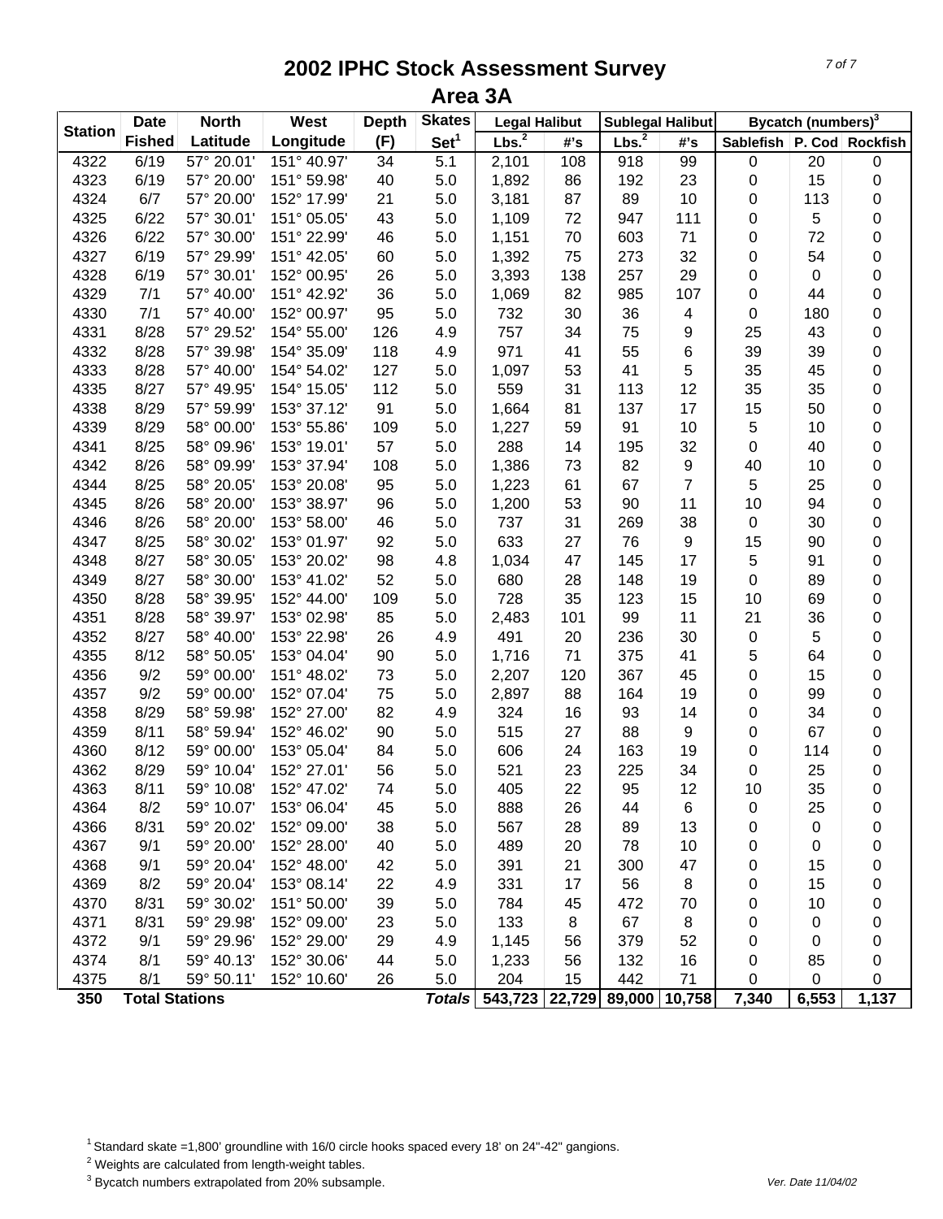# 2002 IPHC Stock Assessment Survey
## Area 3A

| Station | Date Fished | North Latitude | West Longitude | Depth (F) | Skates Set[1] | Legal Halibut Lbs.[2] | Legal Halibut #'s | Sublegal Halibut Lbs.[2] | Sublegal Halibut #'s | Bycatch (numbers)[3] Sablefish | P. Cod | Rockfish |
|---|---|---|---|---|---|---|---|---|---|---|---|---|
| 4322 | 6/19 | 57° 20.01' | 151° 40.97' | 34 | 5.1 | 2,101 | 108 | 918 | 99 | 0 | 20 | 0 |
| 4323 | 6/19 | 57° 20.00' | 151° 59.98' | 40 | 5.0 | 1,892 | 86 | 192 | 23 | 0 | 15 | 0 |
| 4324 | 6/7 | 57° 20.00' | 152° 17.99' | 21 | 5.0 | 3,181 | 87 | 89 | 10 | 0 | 113 | 0 |
| 4325 | 6/22 | 57° 30.01' | 151° 05.05' | 43 | 5.0 | 1,109 | 72 | 947 | 111 | 0 | 5 | 0 |
| 4326 | 6/22 | 57° 30.00' | 151° 22.99' | 46 | 5.0 | 1,151 | 70 | 603 | 71 | 0 | 72 | 0 |
| 4327 | 6/19 | 57° 29.99' | 151° 42.05' | 60 | 5.0 | 1,392 | 75 | 273 | 32 | 0 | 54 | 0 |
| 4328 | 6/19 | 57° 30.01' | 152° 00.95' | 26 | 5.0 | 3,393 | 138 | 257 | 29 | 0 | 0 | 0 |
| 4329 | 7/1 | 57° 40.00' | 151° 42.92' | 36 | 5.0 | 1,069 | 82 | 985 | 107 | 0 | 44 | 0 |
| 4330 | 7/1 | 57° 40.00' | 152° 00.97' | 95 | 5.0 | 732 | 30 | 36 | 4 | 0 | 180 | 0 |
| 4331 | 8/28 | 57° 29.52' | 154° 55.00' | 126 | 4.9 | 757 | 34 | 75 | 9 | 25 | 43 | 0 |
| 4332 | 8/28 | 57° 39.98' | 154° 35.09' | 118 | 4.9 | 971 | 41 | 55 | 6 | 39 | 39 | 0 |
| 4333 | 8/28 | 57° 40.00' | 154° 54.02' | 127 | 5.0 | 1,097 | 53 | 41 | 5 | 35 | 45 | 0 |
| 4335 | 8/27 | 57° 49.95' | 154° 15.05' | 112 | 5.0 | 559 | 31 | 113 | 12 | 35 | 35 | 0 |
| 4338 | 8/29 | 57° 59.99' | 153° 37.12' | 91 | 5.0 | 1,664 | 81 | 137 | 17 | 15 | 50 | 0 |
| 4339 | 8/29 | 58° 00.00' | 153° 55.86' | 109 | 5.0 | 1,227 | 59 | 91 | 10 | 5 | 10 | 0 |
| 4341 | 8/25 | 58° 09.96' | 153° 19.01' | 57 | 5.0 | 288 | 14 | 195 | 32 | 0 | 40 | 0 |
| 4342 | 8/26 | 58° 09.99' | 153° 37.94' | 108 | 5.0 | 1,386 | 73 | 82 | 9 | 40 | 10 | 0 |
| 4344 | 8/25 | 58° 20.05' | 153° 20.08' | 95 | 5.0 | 1,223 | 61 | 67 | 7 | 5 | 25 | 0 |
| 4345 | 8/26 | 58° 20.00' | 153° 38.97' | 96 | 5.0 | 1,200 | 53 | 90 | 11 | 10 | 94 | 0 |
| 4346 | 8/26 | 58° 20.00' | 153° 58.00' | 46 | 5.0 | 737 | 31 | 269 | 38 | 0 | 30 | 0 |
| 4347 | 8/25 | 58° 30.02' | 153° 01.97' | 92 | 5.0 | 633 | 27 | 76 | 9 | 15 | 90 | 0 |
| 4348 | 8/27 | 58° 30.05' | 153° 20.02' | 98 | 4.8 | 1,034 | 47 | 145 | 17 | 5 | 91 | 0 |
| 4349 | 8/27 | 58° 30.00' | 153° 41.02' | 52 | 5.0 | 680 | 28 | 148 | 19 | 0 | 89 | 0 |
| 4350 | 8/28 | 58° 39.95' | 152° 44.00' | 109 | 5.0 | 728 | 35 | 123 | 15 | 10 | 69 | 0 |
| 4351 | 8/28 | 58° 39.97' | 153° 02.98' | 85 | 5.0 | 2,483 | 101 | 99 | 11 | 21 | 36 | 0 |
| 4352 | 8/27 | 58° 40.00' | 153° 22.98' | 26 | 4.9 | 491 | 20 | 236 | 30 | 0 | 5 | 0 |
| 4355 | 8/12 | 58° 50.05' | 153° 04.04' | 90 | 5.0 | 1,716 | 71 | 375 | 41 | 5 | 64 | 0 |
| 4356 | 9/2 | 59° 00.00' | 151° 48.02' | 73 | 5.0 | 2,207 | 120 | 367 | 45 | 0 | 15 | 0 |
| 4357 | 9/2 | 59° 00.00' | 152° 07.04' | 75 | 5.0 | 2,897 | 88 | 164 | 19 | 0 | 99 | 0 |
| 4358 | 8/29 | 58° 59.98' | 152° 27.00' | 82 | 4.9 | 324 | 16 | 93 | 14 | 0 | 34 | 0 |
| 4359 | 8/11 | 58° 59.94' | 152° 46.02' | 90 | 5.0 | 515 | 27 | 88 | 9 | 0 | 67 | 0 |
| 4360 | 8/12 | 59° 00.00' | 153° 05.04' | 84 | 5.0 | 606 | 24 | 163 | 19 | 0 | 114 | 0 |
| 4362 | 8/29 | 59° 10.04' | 152° 27.01' | 56 | 5.0 | 521 | 23 | 225 | 34 | 0 | 25 | 0 |
| 4363 | 8/11 | 59° 10.08' | 152° 47.02' | 74 | 5.0 | 405 | 22 | 95 | 12 | 10 | 35 | 0 |
| 4364 | 8/2 | 59° 10.07' | 153° 06.04' | 45 | 5.0 | 888 | 26 | 44 | 6 | 0 | 25 | 0 |
| 4366 | 8/31 | 59° 20.02' | 152° 09.00' | 38 | 5.0 | 567 | 28 | 89 | 13 | 0 | 0 | 0 |
| 4367 | 9/1 | 59° 20.00' | 152° 28.00' | 40 | 5.0 | 489 | 20 | 78 | 10 | 0 | 0 | 0 |
| 4368 | 9/1 | 59° 20.04' | 152° 48.00' | 42 | 5.0 | 391 | 21 | 300 | 47 | 0 | 15 | 0 |
| 4369 | 8/2 | 59° 20.04' | 153° 08.14' | 22 | 4.9 | 331 | 17 | 56 | 8 | 0 | 15 | 0 |
| 4370 | 8/31 | 59° 30.02' | 151° 50.00' | 39 | 5.0 | 784 | 45 | 472 | 70 | 0 | 10 | 0 |
| 4371 | 8/31 | 59° 29.98' | 152° 09.00' | 23 | 5.0 | 133 | 8 | 67 | 8 | 0 | 0 | 0 |
| 4372 | 9/1 | 59° 29.96' | 152° 29.00' | 29 | 4.9 | 1,145 | 56 | 379 | 52 | 0 | 0 | 0 |
| 4374 | 8/1 | 59° 40.13' | 152° 30.06' | 44 | 5.0 | 1,233 | 56 | 132 | 16 | 0 | 85 | 0 |
| 4375 | 8/1 | 59° 50.11' | 152° 10.60' | 26 | 5.0 | 204 | 15 | 442 | 71 | 0 | 0 | 0 |
| **350** | **Total Stations** | | | | ***Totals*** | **543,723** | **22,729** | **89,000** | **10,758** | **7,340** | **6,553** | **1,137** |

[1] Standard skate =1,800' groundline with 16/0 circle hooks spaced every 18' on 24"-42" gangions.

[2] Weights are calculated from length-weight tables.

[3] Bycatch numbers extrapolated from 20% subsample.

*Ver. Date 11/04/02*